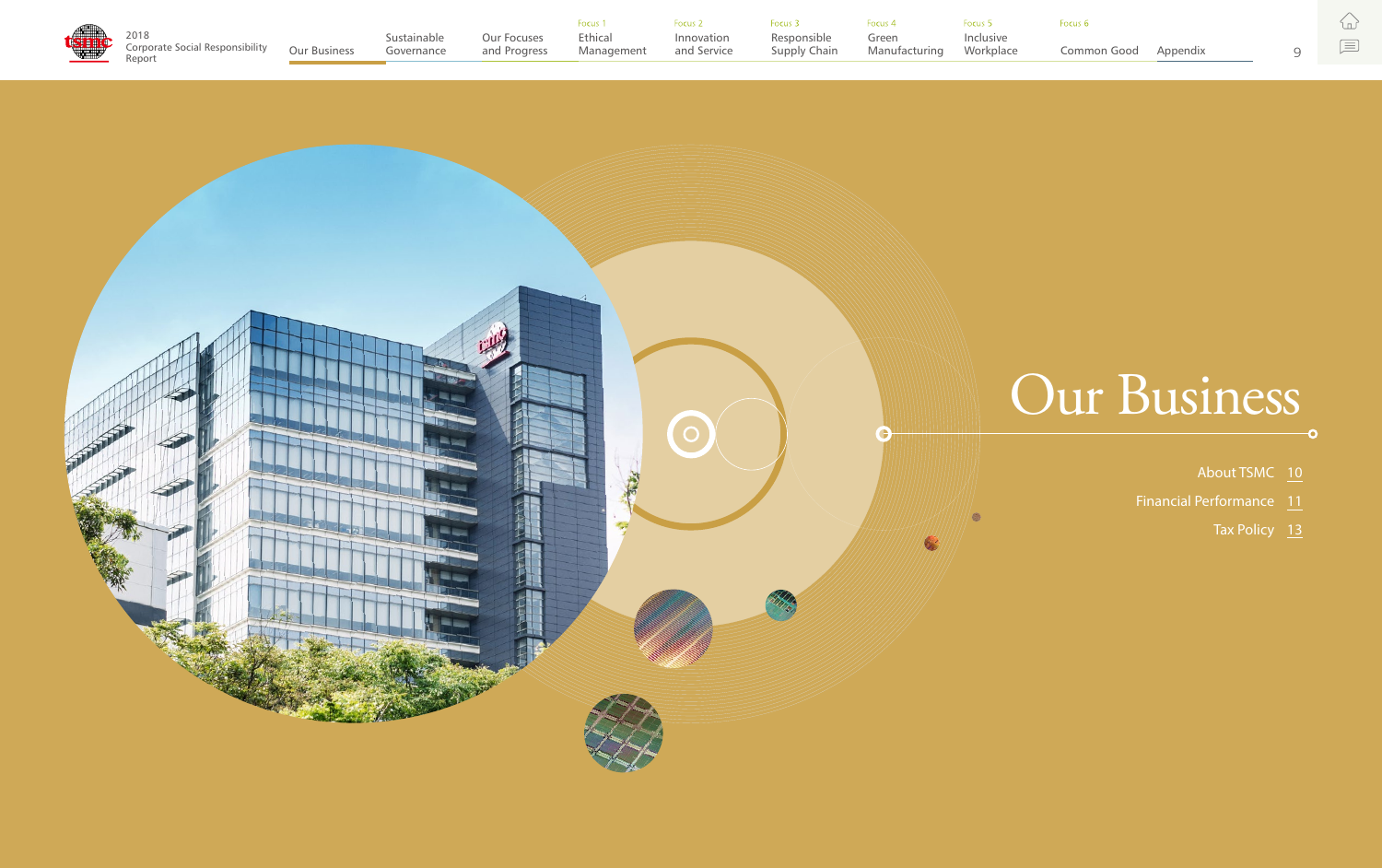# Our Business

About TSMC 10

Financial Performance 11

Tax Policy 13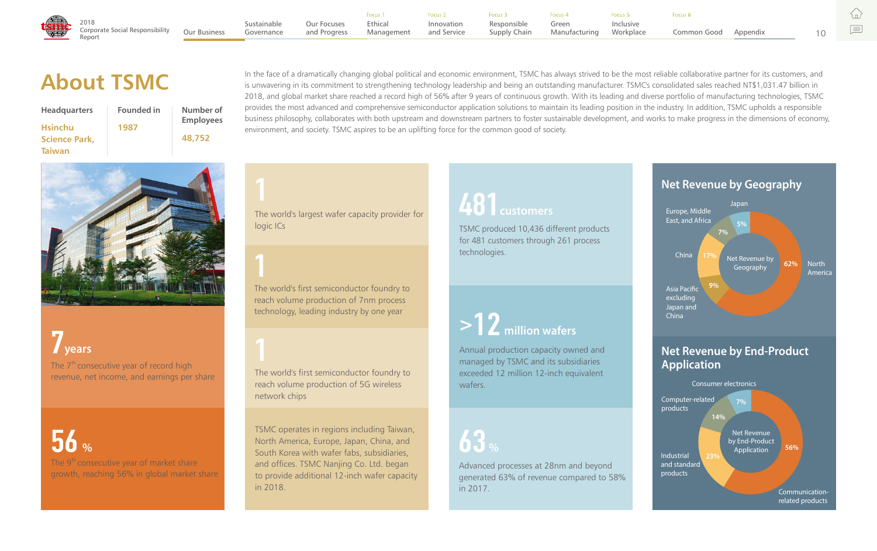# About TSMC

| Headquarters | Founded in | Number of Employees |
|---|---|---|
| Hsinchu Science Park, Taiwan | 1987 | 48,752 |

In the face of a dramatically changing global political and economic environment, TSMC has always strived to be the most reliable collaborative partner for its customers, and is unwavering in its commitment to strengthening technology leadership and being an outstanding manufacturer. TSMC's consolidated sales reached NT$1,031.47 billion in 2018, and global market share reached a record high of 56% after 9 years of continuous growth. With its leading and diverse portfolio of manufacturing technologies, TSMC provides the most advanced and comprehensive semiconductor application solutions to maintain its leading position in the industry. In addition, TSMC upholds a responsible business philosophy, collaborates with both upstream and downstream partners to foster sustainable development, and works to make progress in the dimensions of economy, environment, and society. TSMC aspires to be an uplifting force for the common good of society.

**7 years**

The 7th consecutive year of record high revenue, net income, and earnings per share

**56 %**

The 9th consecutive year of market share growth, reaching 56% in global market share

**1**

The world's largest wafer capacity provider for logic ICs

**1**

The world's first semiconductor foundry to reach volume production of 7nm process technology, leading industry by one year

**1**

The world's first semiconductor foundry to reach volume production of 5G wireless network chips

TSMC operates in regions including Taiwan, North America, Europe, Japan, China, and South Korea with wafer fabs, subsidiaries, and offices. TSMC Nanjing Co. Ltd. began to provide additional 12-inch wafer capacity in 2018.

**481 customers**

TSMC produced 10,436 different products for 481 customers through 261 process technologies.

**>12 million wafers**

Annual production capacity owned and managed by TSMC and its subsidiaries exceeded 12 million 12-inch equivalent wafers.

**63 %**

Advanced processes at 28nm and beyond generated 63% of revenue compared to 58% in 2017.

## Net Revenue by Geography

| Region | Share |
|---|---|
| North America | 62% |
| China | 17% |
| Asia Pacific excluding Japan and China | 9% |
| Europe, Middle East, and Africa | 7% |
| Japan | 5% |

## Net Revenue by End-Product Application

| Application | Share |
|---|---|
| Communication-related products | 56% |
| Industrial and standard products | 23% |
| Computer-related products | 14% |
| Consumer electronics | 7% |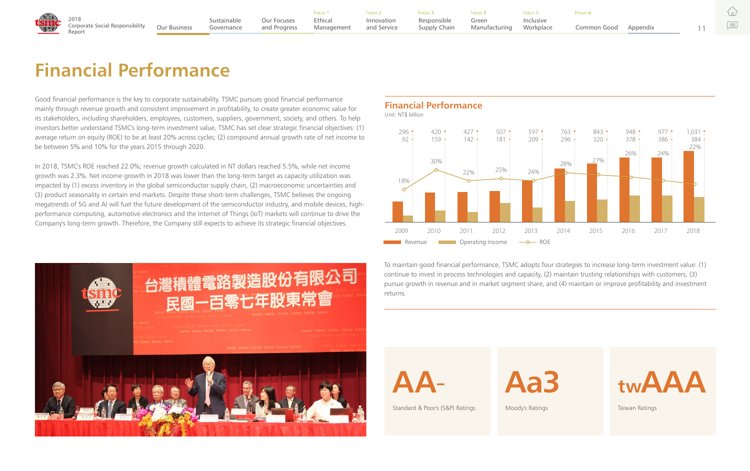# Financial Performance

Good financial performance is the key to corporate sustainability. TSMC pursues good financial performance mainly through revenue growth and consistent improvement in profitability, to create greater economic value for its stakeholders, including shareholders, employees, customers, suppliers, government, society, and others. To help investors better understand TSMC's long-term investment value, TSMC has set clear strategic financial objectives: (1) average return on equity (ROE) to be at least 20% across cycles; (2) compound annual growth rate of net income to be between 5% and 10% for the years 2015 through 2020.

In 2018, TSMC's ROE reached 22.0%; revenue growth calculated in NT dollars reached 5.5%, while net income growth was 2.3%. Net income growth in 2018 was lower than the long-term target as capacity utilization was impacted by (1) excess inventory in the global semiconductor supply chain, (2) macroeconomic uncertainties and (3) product seasonality in certain end markets. Despite these short-term challenges, TSMC believes the ongoing megatrends of 5G and AI will fuel the future development of the semiconductor industry, and mobile devices, high-performance computing, automotive electronics and the Internet of Things (IoT) markets will continue to drive the Company's long-term growth. Therefore, the Company still expects to achieve its strategic financial objectives.

## Financial Performance

Unit: NT$ billion

| Year | Revenue | Operating Income | ROE |
|---|---|---|---|
| 2009 | 296 | 92 | 18% |
| 2010 | 420 | 159 | 30% |
| 2011 | 427 | 142 | 22% |
| 2012 | 507 | 181 | 25% |
| 2013 | 597 | 209 | 24% |
| 2014 | 763 | 296 | 28% |
| 2015 | 843 | 320 | 27% |
| 2016 | 948 | 378 | 26% |
| 2017 | 977 | 386 | 24% |
| 2018 | 1,031 | 384 | 22% |

To maintain good financial performance, TSMC adopts four strategies to increase long-term investment value: (1) continue to invest in process technologies and capacity, (2) maintain trusting relationships with customers, (3) pursue growth in revenue and in market segment share, and (4) maintain or improve profitability and investment returns.

**AA-**
Standard & Poor's (S&P) Ratings

**Aa3**
Moody's Ratings

**twAAA**
Taiwan Ratings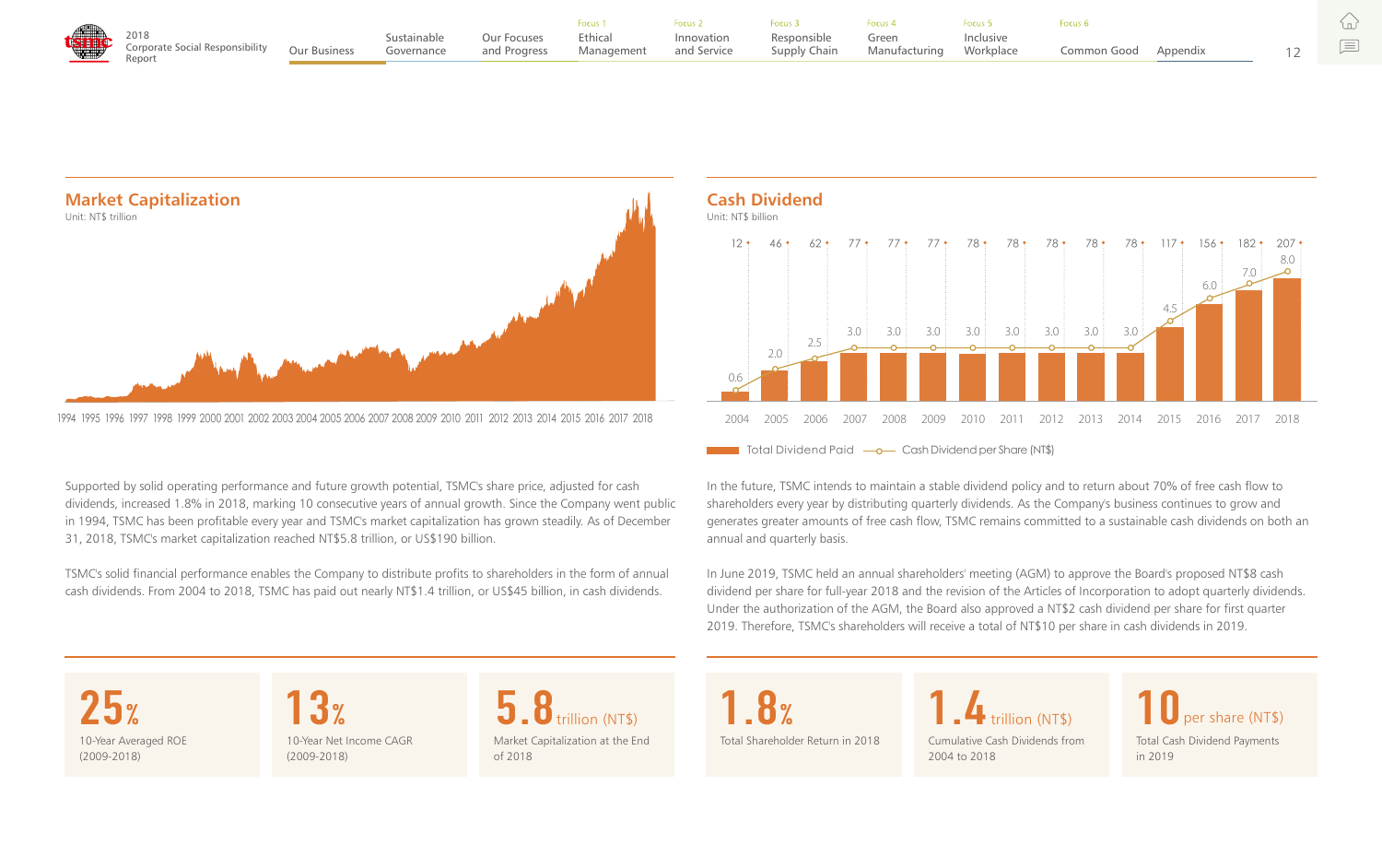## Market Capitalization

Unit: NT$ trillion

1994 1995 1996 1997 1998 1999 2000 2001 2002 2003 2004 2005 2006 2007 2008 2009 2010 2011 2012 2013 2014 2015 2016 2017 2018

Supported by solid operating performance and future growth potential, TSMC's share price, adjusted for cash dividends, increased 1.8% in 2018, marking 10 consecutive years of annual growth. Since the Company went public in 1994, TSMC has been profitable every year and TSMC's market capitalization has grown steadily. As of December 31, 2018, TSMC's market capitalization reached NT$5.8 trillion, or US$190 billion.

TSMC's solid financial performance enables the Company to distribute profits to shareholders in the form of annual cash dividends. From 2004 to 2018, TSMC has paid out nearly NT$1.4 trillion, or US$45 billion, in cash dividends.

**25%**
10-Year Averaged ROE (2009-2018)

**13%**
10-Year Net Income CAGR (2009-2018)

**5.8 trillion (NT$)**
Market Capitalization at the End of 2018

## Cash Dividend

Unit: NT$ billion

| Year | Total Dividend Paid | Cash Dividend per Share (NT$) |
|---|---|---|
| 2004 | 12 | 0.6 |
| 2005 | 46 | 2.0 |
| 2006 | 62 | 2.5 |
| 2007 | 77 | 3.0 |
| 2008 | 77 | 3.0 |
| 2009 | 77 | 3.0 |
| 2010 | 78 | 3.0 |
| 2011 | 78 | 3.0 |
| 2012 | 78 | 3.0 |
| 2013 | 78 | 3.0 |
| 2014 | 78 | 3.0 |
| 2015 | 117 | 4.5 |
| 2016 | 156 | 6.0 |
| 2017 | 182 | 7.0 |
| 2018 | 207 | 8.0 |

In the future, TSMC intends to maintain a stable dividend policy and to return about 70% of free cash flow to shareholders every year by distributing quarterly dividends. As the Company's business continues to grow and generates greater amounts of free cash flow, TSMC remains committed to a sustainable cash dividends on both an annual and quarterly basis.

In June 2019, TSMC held an annual shareholders' meeting (AGM) to approve the Board's proposed NT$8 cash dividend per share for full-year 2018 and the revision of the Articles of Incorporation to adopt quarterly dividends. Under the authorization of the AGM, the Board also approved a NT$2 cash dividend per share for first quarter 2019. Therefore, TSMC's shareholders will receive a total of NT$10 per share in cash dividends in 2019.

**1.8%**
Total Shareholder Return in 2018

**1.4 trillion (NT$)**
Cumulative Cash Dividends from 2004 to 2018

**10 per share (NT$)**
Total Cash Dividend Payments in 2019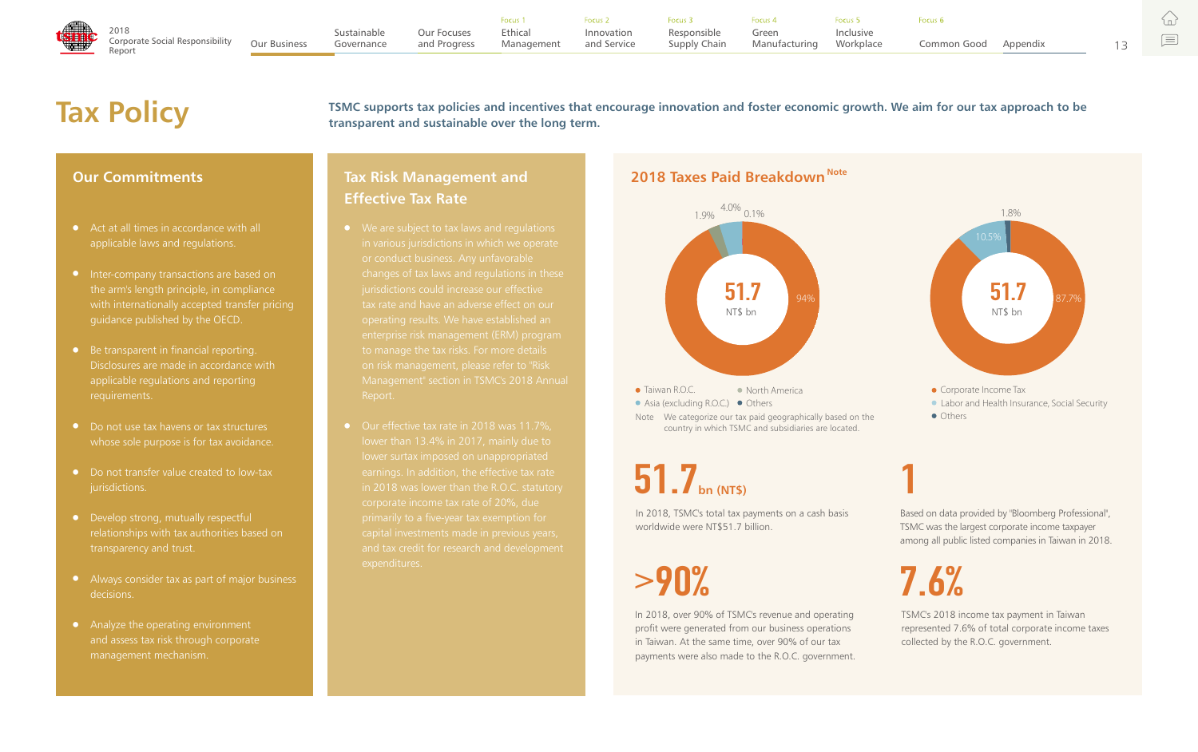# Tax Policy

**TSMC supports tax policies and incentives that encourage innovation and foster economic growth. We aim for our tax approach to be transparent and sustainable over the long term.**

## Our Commitments

- Act at all times in accordance with all applicable laws and regulations.
- Inter-company transactions are based on the arm's length principle, in compliance with internationally accepted transfer pricing guidance published by the OECD.
- Be transparent in financial reporting. Disclosures are made in accordance with applicable regulations and reporting requirements.
- Do not use tax havens or tax structures whose sole purpose is for tax avoidance.
- Do not transfer value created to low-tax jurisdictions.
- Develop strong, mutually respectful relationships with tax authorities based on transparency and trust.
- Always consider tax as part of major business decisions.
- Analyze the operating environment and assess tax risk through corporate management mechanism.

## Tax Risk Management and Effective Tax Rate

- We are subject to tax laws and regulations in various jurisdictions in which we operate or conduct business. Any unfavorable changes of tax laws and regulations in these jurisdictions could increase our effective tax rate and have an adverse effect on our operating results. We have established an enterprise risk management (ERM) program to manage the tax risks. For more details on risk management, please refer to "Risk Management" section in TSMC's 2018 Annual Report.
- Our effective tax rate in 2018 was 11.7%, lower than 13.4% in 2017, mainly due to lower surtax imposed on unappropriated earnings. In addition, the effective tax rate in 2018 was lower than the R.O.C. statutory corporate income tax rate of 20%, due primarily to a five-year tax exemption for capital investments made in previous years, and tax credit for research and development expenditures.

## 2018 Taxes Paid Breakdown Note

51.7 NT$ bn

94%
4.0%
1.9%
0.1%

- Taiwan R.O.C.
- North America
- Asia (excluding R.O.C.)
- Others

Note: We categorize our tax paid geographically based on the country in which TSMC and subsidiaries are located.

51.7 NT$ bn

87.7%
10.5%
1.8%

- Corporate Income Tax
- Labor and Health Insurance, Social Security
- Others

**51.7 bn (NT$)**

In 2018, TSMC's total tax payments on a cash basis worldwide were NT$51.7 billion.

**1**

Based on data provided by "Bloomberg Professional", TSMC was the largest corporate income taxpayer among all public listed companies in Taiwan in 2018.

**>90%**

In 2018, over 90% of TSMC's revenue and operating profit were generated from our business operations in Taiwan. At the same time, over 90% of our tax payments were also made to the R.O.C. government.

**7.6%**

TSMC's 2018 income tax payment in Taiwan represented 7.6% of total corporate income taxes collected by the R.O.C. government.